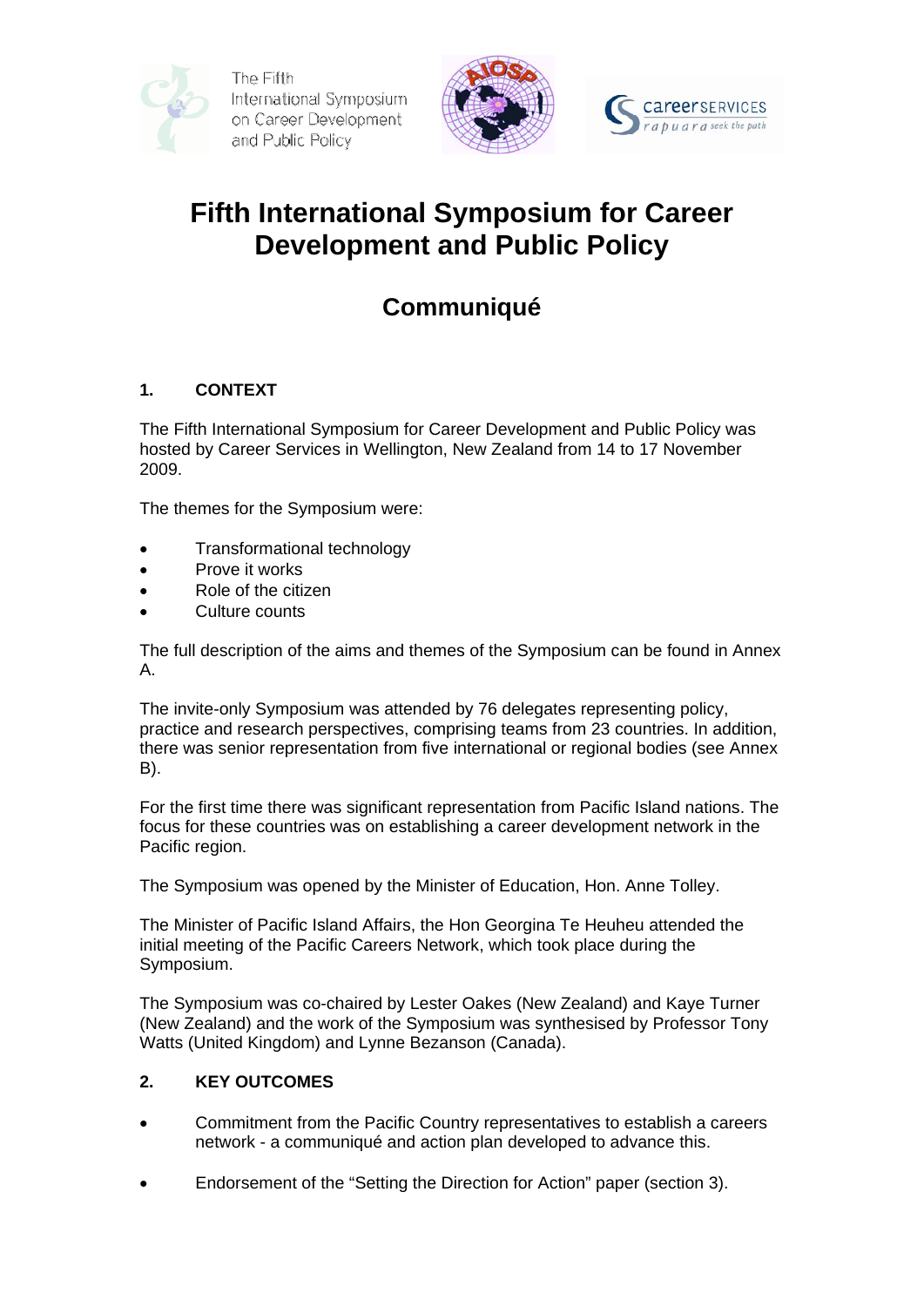The Fifth International Symposium on Career Development and Public Policy

# Fifth International Symposium for Career Development and Public Policy

## Communiqué

### 1. CONTEXT

The Fifth International Symposium for Career Development and Public Policy was hosted by Career Services in Wellington, New Zealand from 14 to 17 November 2009.

The themes for the Symposium were:

- Transformational technology
- Prove it works
- Role of the citizen
- Culture counts

The full description of the aims and themes of the Symposium can be found in Annex A.

The invite-only Symposium was attended by 76 delegates representing policy, practice and research perspectives, comprising teams from 23 countries. In addition, there was senior representation from five international or regional bodies (see Annex B).

For the first time there was significant representation from Pacific Island nations. The focus for these countries was on establishing a career development network in the Pacific region.

The Symposium was opened by the Minister of Education, Hon. Anne Tolley.

The Minister of Pacific Island Affairs, the Hon Georgina Te Heuheu attended the initial meeting of the Pacific Careers Network, which took place during the Symposium.

The Symposium was co-chaired by Lester Oakes (New Zealand) and Kaye Turner (New Zealand) and the work of the Symposium was synthesised by Professor Tony Watts (United Kingdom) and Lynne Bezanson (Canada).

### 2. KEY OUTCOMES

- Commitment from the Pacific Country representatives to establish a careers network - a communiqué and action plan developed to advance this.
- Endorsement of the "Setting the Direction for Action" paper (section 3).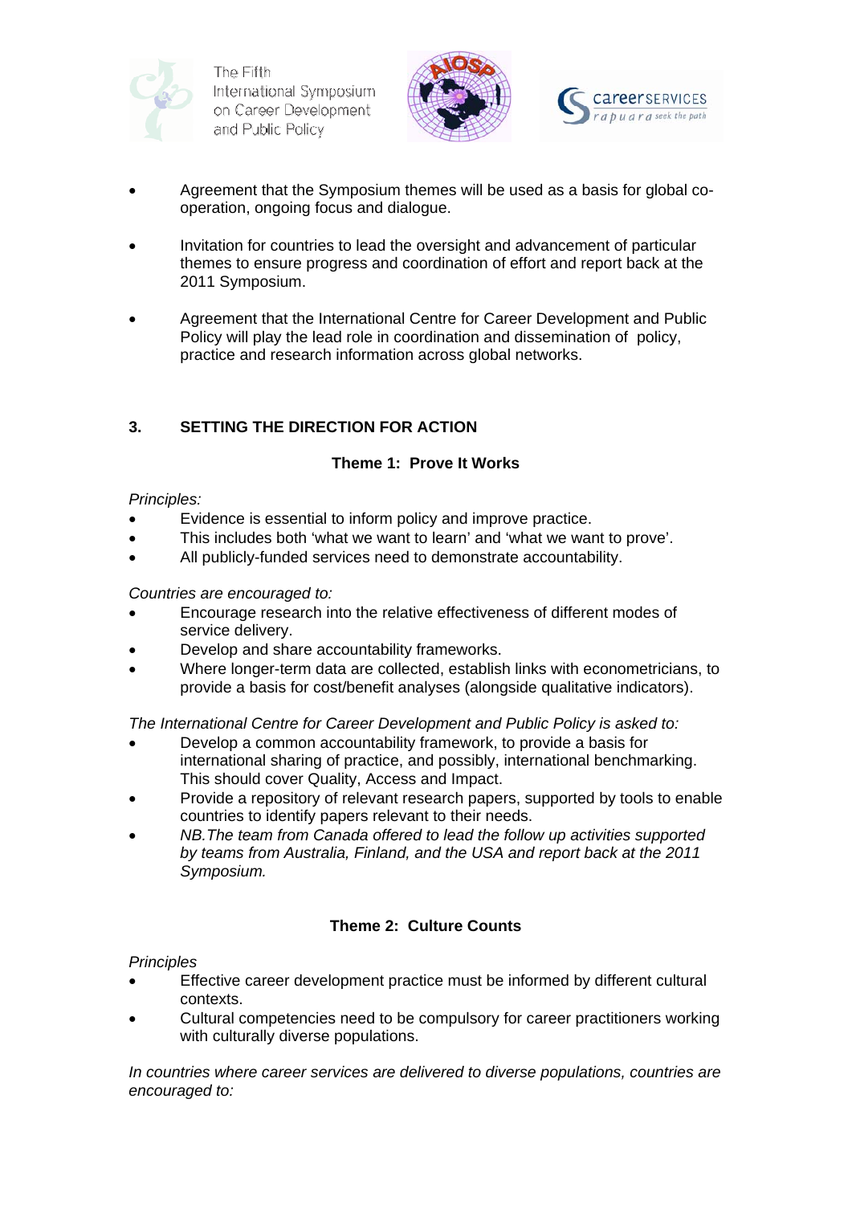- Agreement that the Symposium themes will be used as a basis for global co-operation, ongoing focus and dialogue.

- Invitation for countries to lead the oversight and advancement of particular themes to ensure progress and coordination of effort and report back at the 2011 Symposium.

- Agreement that the International Centre for Career Development and Public Policy will play the lead role in coordination and dissemination of policy, practice and research information across global networks.

## 3. SETTING THE DIRECTION FOR ACTION

### Theme 1: Prove It Works

*Principles:*

- Evidence is essential to inform policy and improve practice.
- This includes both 'what we want to learn' and 'what we want to prove'.
- All publicly-funded services need to demonstrate accountability.

*Countries are encouraged to:*

- Encourage research into the relative effectiveness of different modes of service delivery.
- Develop and share accountability frameworks.
- Where longer-term data are collected, establish links with econometricians, to provide a basis for cost/benefit analyses (alongside qualitative indicators).

*The International Centre for Career Development and Public Policy is asked to:*

- Develop a common accountability framework, to provide a basis for international sharing of practice, and possibly, international benchmarking. This should cover Quality, Access and Impact.
- Provide a repository of relevant research papers, supported by tools to enable countries to identify papers relevant to their needs.
- *NB.The team from Canada offered to lead the follow up activities supported by teams from Australia, Finland, and the USA and report back at the 2011 Symposium.*

### Theme 2: Culture Counts

*Principles*

- Effective career development practice must be informed by different cultural contexts.
- Cultural competencies need to be compulsory for career practitioners working with culturally diverse populations.

*In countries where career services are delivered to diverse populations, countries are encouraged to:*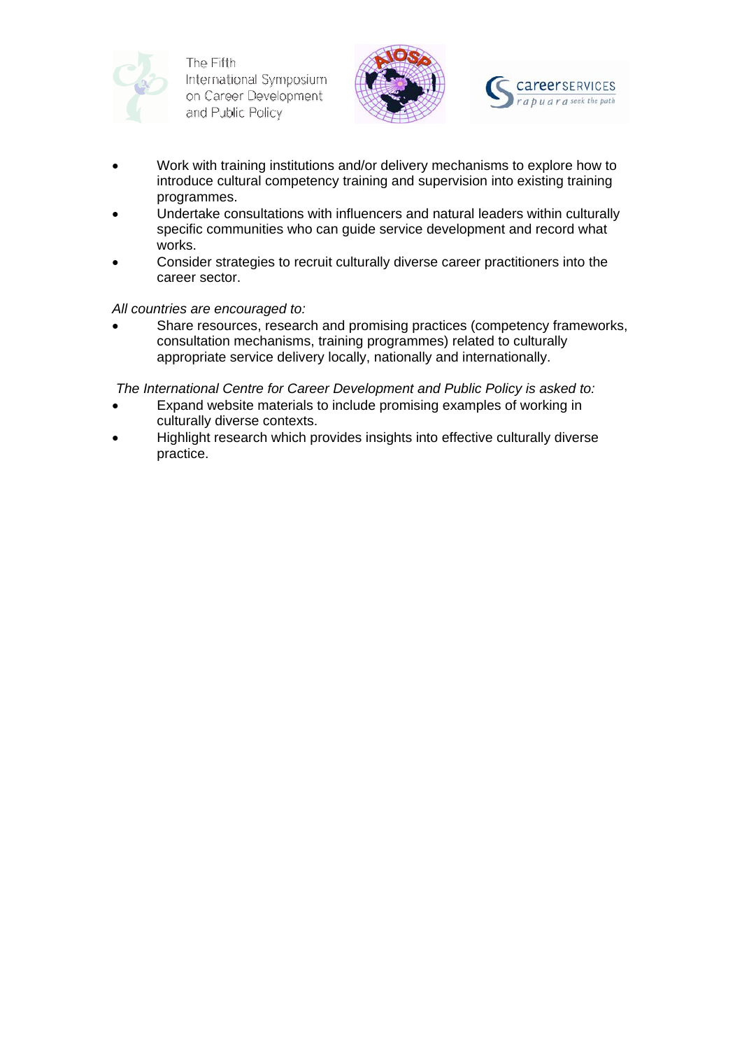- Work with training institutions and/or delivery mechanisms to explore how to introduce cultural competency training and supervision into existing training programmes.
- Undertake consultations with influencers and natural leaders within culturally specific communities who can guide service development and record what works.
- Consider strategies to recruit culturally diverse career practitioners into the career sector.

*All countries are encouraged to:*

- Share resources, research and promising practices (competency frameworks, consultation mechanisms, training programmes) related to culturally appropriate service delivery locally, nationally and internationally.

*The International Centre for Career Development and Public Policy is asked to:*

- Expand website materials to include promising examples of working in culturally diverse contexts.
- Highlight research which provides insights into effective culturally diverse practice.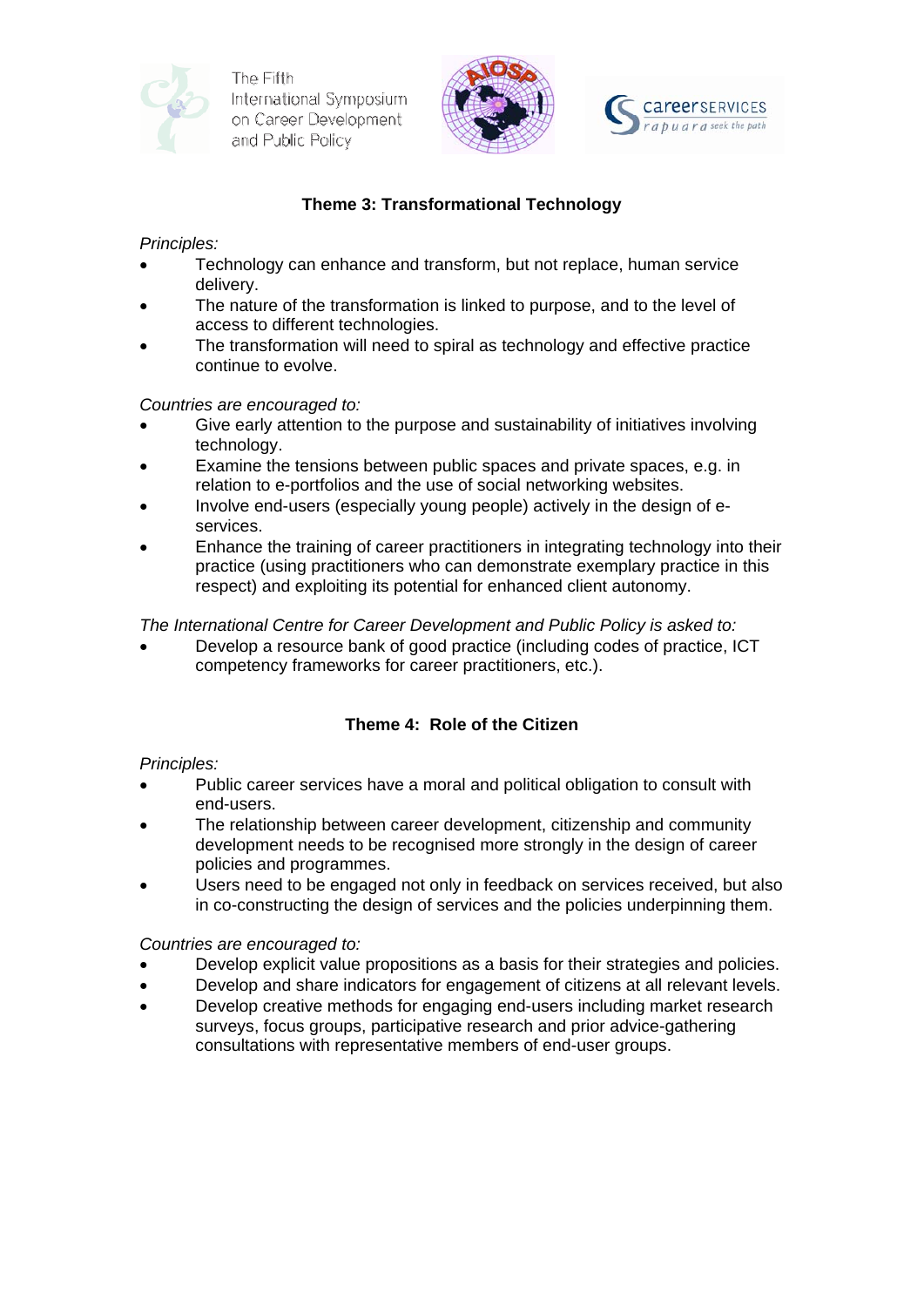## Theme 3: Transformational Technology

*Principles:*

- Technology can enhance and transform, but not replace, human service delivery.
- The nature of the transformation is linked to purpose, and to the level of access to different technologies.
- The transformation will need to spiral as technology and effective practice continue to evolve.

*Countries are encouraged to:*

- Give early attention to the purpose and sustainability of initiatives involving technology.
- Examine the tensions between public spaces and private spaces, e.g. in relation to e-portfolios and the use of social networking websites.
- Involve end-users (especially young people) actively in the design of e-services.
- Enhance the training of career practitioners in integrating technology into their practice (using practitioners who can demonstrate exemplary practice in this respect) and exploiting its potential for enhanced client autonomy.

*The International Centre for Career Development and Public Policy is asked to:*

- Develop a resource bank of good practice (including codes of practice, ICT competency frameworks for career practitioners, etc.).

## Theme 4: Role of the Citizen

*Principles:*

- Public career services have a moral and political obligation to consult with end-users.
- The relationship between career development, citizenship and community development needs to be recognised more strongly in the design of career policies and programmes.
- Users need to be engaged not only in feedback on services received, but also in co-constructing the design of services and the policies underpinning them.

*Countries are encouraged to:*

- Develop explicit value propositions as a basis for their strategies and policies.
- Develop and share indicators for engagement of citizens at all relevant levels.
- Develop creative methods for engaging end-users including market research surveys, focus groups, participative research and prior advice-gathering consultations with representative members of end-user groups.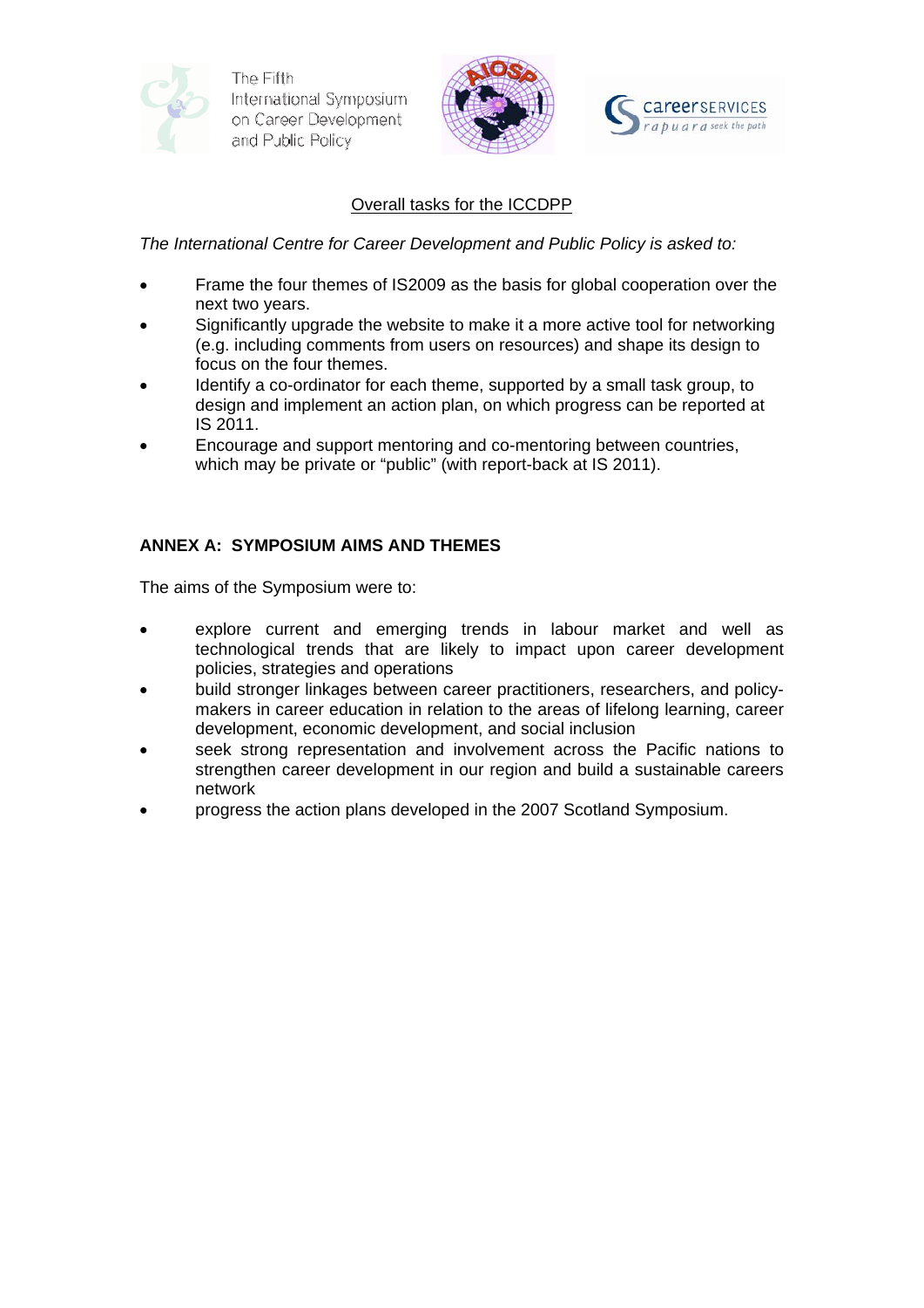Overall tasks for the ICCDPP

*The International Centre for Career Development and Public Policy is asked to:*

- Frame the four themes of IS2009 as the basis for global cooperation over the next two years.
- Significantly upgrade the website to make it a more active tool for networking (e.g. including comments from users on resources) and shape its design to focus on the four themes.
- Identify a co-ordinator for each theme, supported by a small task group, to design and implement an action plan, on which progress can be reported at IS 2011.
- Encourage and support mentoring and co-mentoring between countries, which may be private or "public" (with report-back at IS 2011).

## ANNEX A: SYMPOSIUM AIMS AND THEMES

The aims of the Symposium were to:

- explore current and emerging trends in labour market and well as technological trends that are likely to impact upon career development policies, strategies and operations
- build stronger linkages between career practitioners, researchers, and policy-makers in career education in relation to the areas of lifelong learning, career development, economic development, and social inclusion
- seek strong representation and involvement across the Pacific nations to strengthen career development in our region and build a sustainable careers network
- progress the action plans developed in the 2007 Scotland Symposium.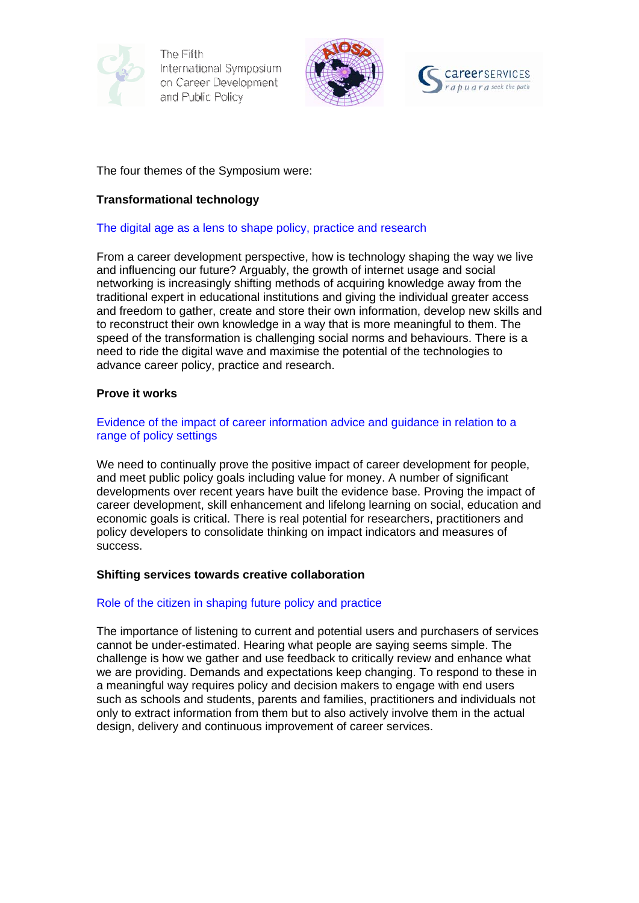The four themes of the Symposium were:

**Transformational technology**

The digital age as a lens to shape policy, practice and research

From a career development perspective, how is technology shaping the way we live and influencing our future? Arguably, the growth of internet usage and social networking is increasingly shifting methods of acquiring knowledge away from the traditional expert in educational institutions and giving the individual greater access and freedom to gather, create and store their own information, develop new skills and to reconstruct their own knowledge in a way that is more meaningful to them. The speed of the transformation is challenging social norms and behaviours. There is a need to ride the digital wave and maximise the potential of the technologies to advance career policy, practice and research.

**Prove it works**

Evidence of the impact of career information advice and guidance in relation to a range of policy settings

We need to continually prove the positive impact of career development for people, and meet public policy goals including value for money. A number of significant developments over recent years have built the evidence base. Proving the impact of career development, skill enhancement and lifelong learning on social, education and economic goals is critical. There is real potential for researchers, practitioners and policy developers to consolidate thinking on impact indicators and measures of success.

**Shifting services towards creative collaboration**

Role of the citizen in shaping future policy and practice

The importance of listening to current and potential users and purchasers of services cannot be under-estimated. Hearing what people are saying seems simple. The challenge is how we gather and use feedback to critically review and enhance what we are providing. Demands and expectations keep changing. To respond to these in a meaningful way requires policy and decision makers to engage with end users such as schools and students, parents and families, practitioners and individuals not only to extract information from them but to also actively involve them in the actual design, delivery and continuous improvement of career services.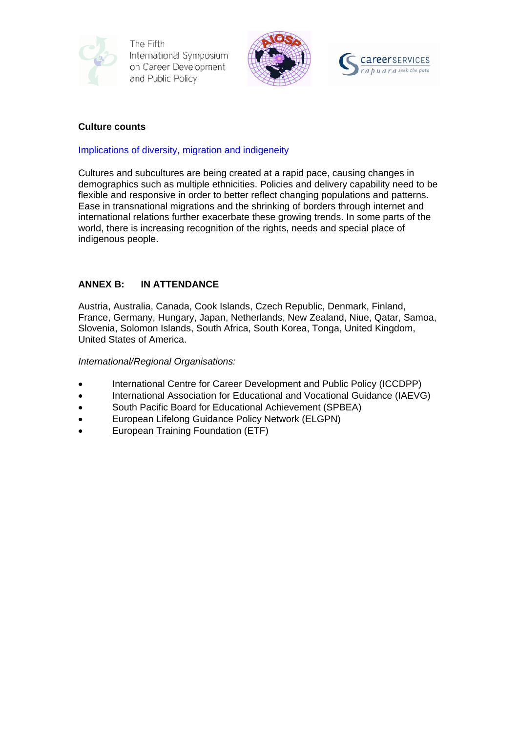**Culture counts**

Implications of diversity, migration and indigeneity

Cultures and subcultures are being created at a rapid pace, causing changes in demographics such as multiple ethnicities. Policies and delivery capability need to be flexible and responsive in order to better reflect changing populations and patterns. Ease in transnational migrations and the shrinking of borders through internet and international relations further exacerbate these growing trends. In some parts of the world, there is increasing recognition of the rights, needs and special place of indigenous people.

## ANNEX B: IN ATTENDANCE

Austria, Australia, Canada, Cook Islands, Czech Republic, Denmark, Finland, France, Germany, Hungary, Japan, Netherlands, New Zealand, Niue, Qatar, Samoa, Slovenia, Solomon Islands, South Africa, South Korea, Tonga, United Kingdom, United States of America.

*International/Regional Organisations:*

- International Centre for Career Development and Public Policy (ICCDPP)
- International Association for Educational and Vocational Guidance (IAEVG)
- South Pacific Board for Educational Achievement (SPBEA)
- European Lifelong Guidance Policy Network (ELGPN)
- European Training Foundation (ETF)